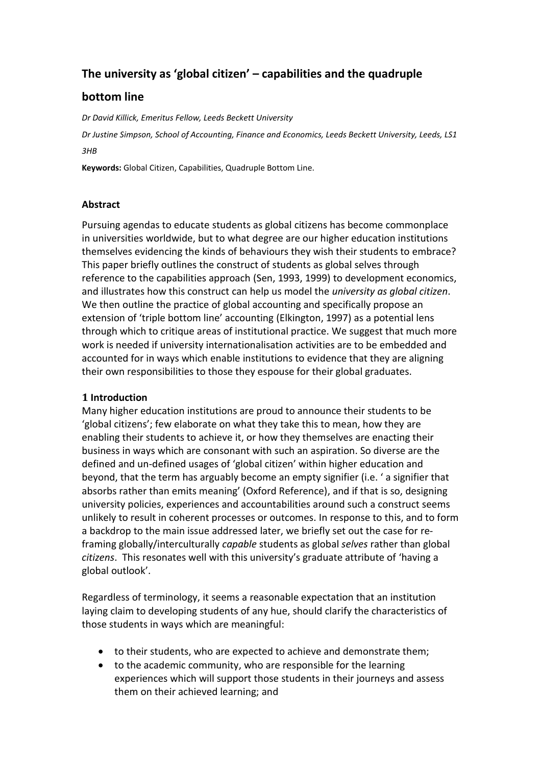# The university as 'global citizen' – capabilities and the quadruple bottom line

*Dr David Killick, Emeritus Fellow, Leeds Beckett University*

*Dr Justine Simpson, School of Accounting, Finance and Economics, Leeds Beckett University, Leeds, LS1 3HB*

**Keywords:** Global Citizen, Capabilities, Quadruple Bottom Line.

## Abstract

Pursuing agendas to educate students as global citizens has become commonplace in universities worldwide, but to what degree are our higher education institutions themselves evidencing the kinds of behaviours they wish their students to embrace? This paper briefly outlines the construct of students as global selves through reference to the capabilities approach (Sen, 1993, 1999) to development economics, and illustrates how this construct can help us model the *university as global citizen*. We then outline the practice of global accounting and specifically propose an extension of 'triple bottom line' accounting (Elkington, 1997) as a potential lens through which to critique areas of institutional practice. We suggest that much more work is needed if university internationalisation activities are to be embedded and accounted for in ways which enable institutions to evidence that they are aligning their own responsibilities to those they espouse for their global graduates.

## 1 Introduction

Many higher education institutions are proud to announce their students to be 'global citizens'; few elaborate on what they take this to mean, how they are enabling their students to achieve it, or how they themselves are enacting their business in ways which are consonant with such an aspiration. So diverse are the defined and un-defined usages of 'global citizen' within higher education and beyond, that the term has arguably become an empty signifier (i.e. ' a signifier that absorbs rather than emits meaning' (Oxford Reference), and if that is so, designing university policies, experiences and accountabilities around such a construct seems unlikely to result in coherent processes or outcomes. In response to this, and to form a backdrop to the main issue addressed later, we briefly set out the case for re-framing globally/interculturally *capable* students as global *selves* rather than global *citizens*. This resonates well with this university's graduate attribute of 'having a global outlook'.

Regardless of terminology, it seems a reasonable expectation that an institution laying claim to developing students of any hue, should clarify the characteristics of those students in ways which are meaningful:

- to their students, who are expected to achieve and demonstrate them;
- to the academic community, who are responsible for the learning experiences which will support those students in their journeys and assess them on their achieved learning; and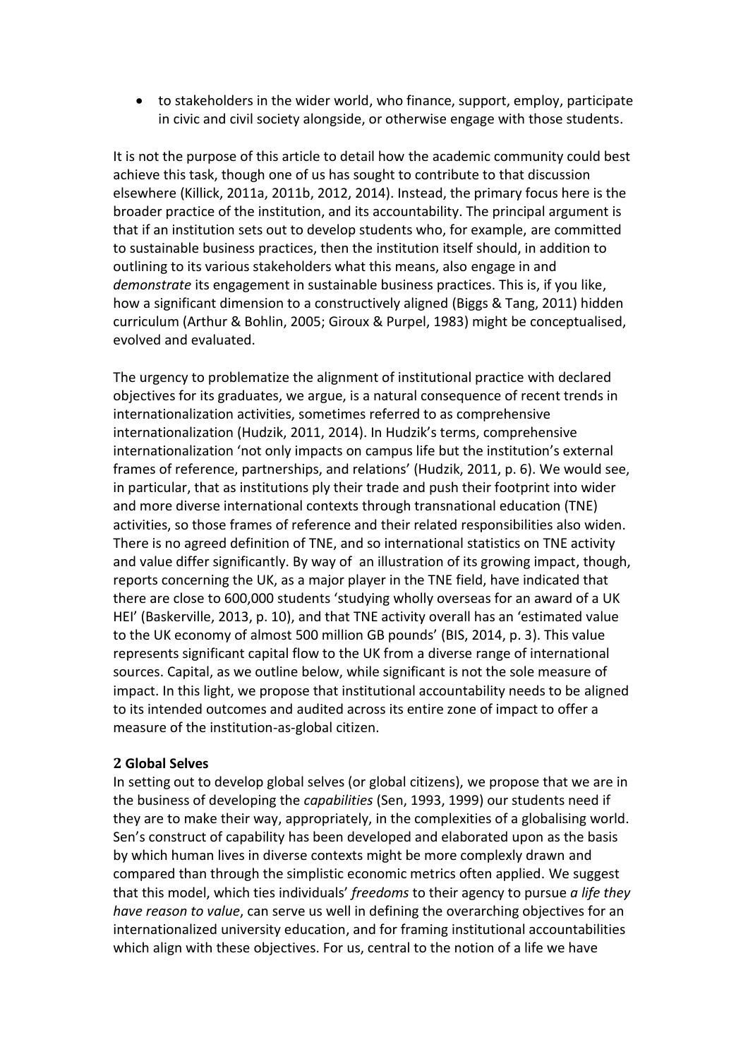- to stakeholders in the wider world, who finance, support, employ, participate in civic and civil society alongside, or otherwise engage with those students.

It is not the purpose of this article to detail how the academic community could best achieve this task, though one of us has sought to contribute to that discussion elsewhere (Killick, 2011a, 2011b, 2012, 2014). Instead, the primary focus here is the broader practice of the institution, and its accountability. The principal argument is that if an institution sets out to develop students who, for example, are committed to sustainable business practices, then the institution itself should, in addition to outlining to its various stakeholders what this means, also engage in and *demonstrate* its engagement in sustainable business practices. This is, if you like, how a significant dimension to a constructively aligned (Biggs & Tang, 2011) hidden curriculum (Arthur & Bohlin, 2005; Giroux & Purpel, 1983) might be conceptualised, evolved and evaluated.

The urgency to problematize the alignment of institutional practice with declared objectives for its graduates, we argue, is a natural consequence of recent trends in internationalization activities, sometimes referred to as comprehensive internationalization (Hudzik, 2011, 2014). In Hudzik's terms, comprehensive internationalization 'not only impacts on campus life but the institution's external frames of reference, partnerships, and relations' (Hudzik, 2011, p. 6). We would see, in particular, that as institutions ply their trade and push their footprint into wider and more diverse international contexts through transnational education (TNE) activities, so those frames of reference and their related responsibilities also widen. There is no agreed definition of TNE, and so international statistics on TNE activity and value differ significantly. By way of an illustration of its growing impact, though, reports concerning the UK, as a major player in the TNE field, have indicated that there are close to 600,000 students 'studying wholly overseas for an award of a UK HEI' (Baskerville, 2013, p. 10), and that TNE activity overall has an 'estimated value to the UK economy of almost 500 million GB pounds' (BIS, 2014, p. 3). This value represents significant capital flow to the UK from a diverse range of international sources. Capital, as we outline below, while significant is not the sole measure of impact. In this light, we propose that institutional accountability needs to be aligned to its intended outcomes and audited across its entire zone of impact to offer a measure of the institution-as-global citizen.

## 2 Global Selves

In setting out to develop global selves (or global citizens), we propose that we are in the business of developing the *capabilities* (Sen, 1993, 1999) our students need if they are to make their way, appropriately, in the complexities of a globalising world. Sen's construct of capability has been developed and elaborated upon as the basis by which human lives in diverse contexts might be more complexly drawn and compared than through the simplistic economic metrics often applied. We suggest that this model, which ties individuals' *freedoms* to their agency to pursue *a life they have reason to value*, can serve us well in defining the overarching objectives for an internationalized university education, and for framing institutional accountabilities which align with these objectives. For us, central to the notion of a life we have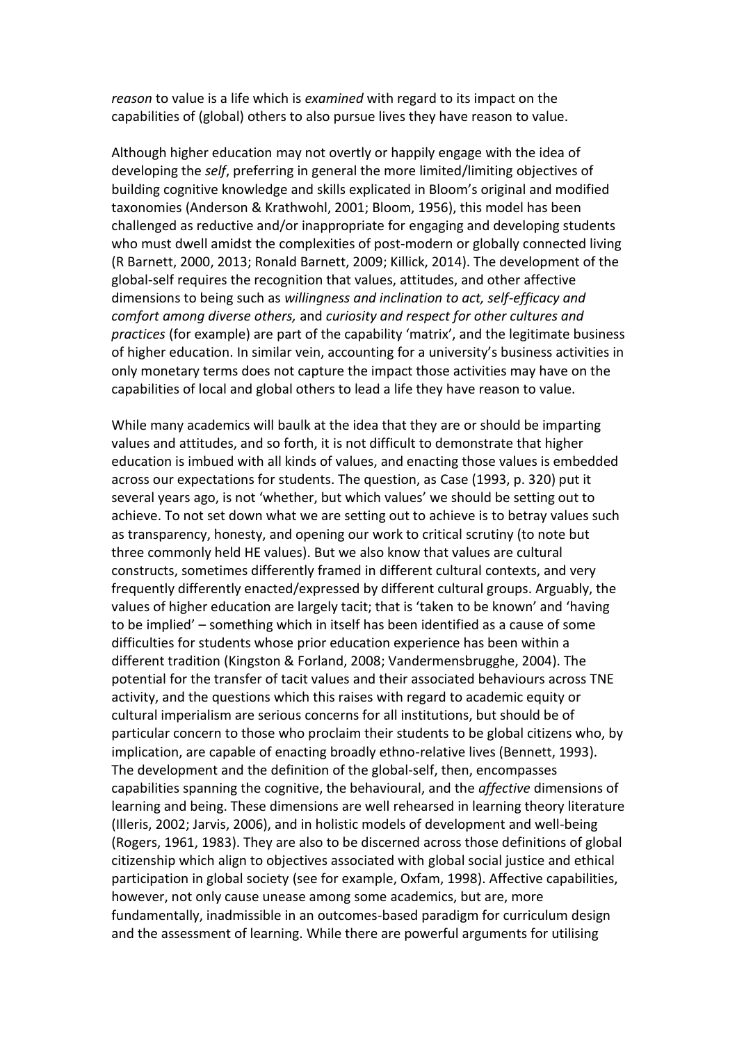*reason* to value is a life which is *examined* with regard to its impact on the capabilities of (global) others to also pursue lives they have reason to value.

Although higher education may not overtly or happily engage with the idea of developing the *self*, preferring in general the more limited/limiting objectives of building cognitive knowledge and skills explicated in Bloom's original and modified taxonomies (Anderson & Krathwohl, 2001; Bloom, 1956), this model has been challenged as reductive and/or inappropriate for engaging and developing students who must dwell amidst the complexities of post-modern or globally connected living (R Barnett, 2000, 2013; Ronald Barnett, 2009; Killick, 2014). The development of the global-self requires the recognition that values, attitudes, and other affective dimensions to being such as *willingness and inclination to act, self-efficacy and comfort among diverse others,* and *curiosity and respect for other cultures and practices* (for example) are part of the capability 'matrix', and the legitimate business of higher education. In similar vein, accounting for a university's business activities in only monetary terms does not capture the impact those activities may have on the capabilities of local and global others to lead a life they have reason to value.

While many academics will baulk at the idea that they are or should be imparting values and attitudes, and so forth, it is not difficult to demonstrate that higher education is imbued with all kinds of values, and enacting those values is embedded across our expectations for students. The question, as Case (1993, p. 320) put it several years ago, is not 'whether, but which values' we should be setting out to achieve. To not set down what we are setting out to achieve is to betray values such as transparency, honesty, and opening our work to critical scrutiny (to note but three commonly held HE values). But we also know that values are cultural constructs, sometimes differently framed in different cultural contexts, and very frequently differently enacted/expressed by different cultural groups. Arguably, the values of higher education are largely tacit; that is 'taken to be known' and 'having to be implied' – something which in itself has been identified as a cause of some difficulties for students whose prior education experience has been within a different tradition (Kingston & Forland, 2008; Vandermensbrugghe, 2004). The potential for the transfer of tacit values and their associated behaviours across TNE activity, and the questions which this raises with regard to academic equity or cultural imperialism are serious concerns for all institutions, but should be of particular concern to those who proclaim their students to be global citizens who, by implication, are capable of enacting broadly ethno-relative lives (Bennett, 1993). The development and the definition of the global-self, then, encompasses capabilities spanning the cognitive, the behavioural, and the *affective* dimensions of learning and being. These dimensions are well rehearsed in learning theory literature (Illeris, 2002; Jarvis, 2006), and in holistic models of development and well-being (Rogers, 1961, 1983). They are also to be discerned across those definitions of global citizenship which align to objectives associated with global social justice and ethical participation in global society (see for example, Oxfam, 1998). Affective capabilities, however, not only cause unease among some academics, but are, more fundamentally, inadmissible in an outcomes-based paradigm for curriculum design and the assessment of learning. While there are powerful arguments for utilising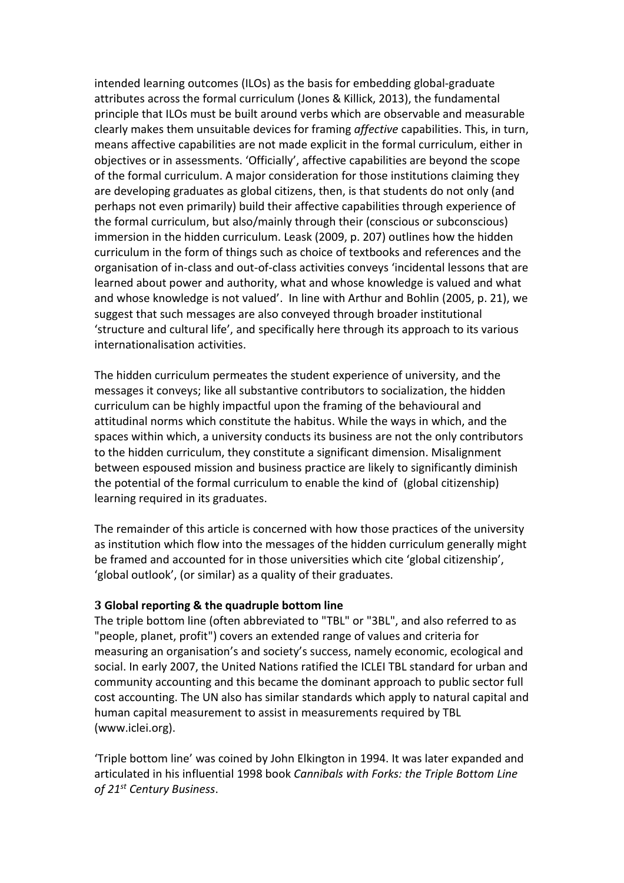intended learning outcomes (ILOs) as the basis for embedding global-graduate attributes across the formal curriculum (Jones & Killick, 2013), the fundamental principle that ILOs must be built around verbs which are observable and measurable clearly makes them unsuitable devices for framing *affective* capabilities. This, in turn, means affective capabilities are not made explicit in the formal curriculum, either in objectives or in assessments. 'Officially', affective capabilities are beyond the scope of the formal curriculum. A major consideration for those institutions claiming they are developing graduates as global citizens, then, is that students do not only (and perhaps not even primarily) build their affective capabilities through experience of the formal curriculum, but also/mainly through their (conscious or subconscious) immersion in the hidden curriculum. Leask (2009, p. 207) outlines how the hidden curriculum in the form of things such as choice of textbooks and references and the organisation of in-class and out-of-class activities conveys 'incidental lessons that are learned about power and authority, what and whose knowledge is valued and what and whose knowledge is not valued'. In line with Arthur and Bohlin (2005, p. 21), we suggest that such messages are also conveyed through broader institutional 'structure and cultural life', and specifically here through its approach to its various internationalisation activities.

The hidden curriculum permeates the student experience of university, and the messages it conveys; like all substantive contributors to socialization, the hidden curriculum can be highly impactful upon the framing of the behavioural and attitudinal norms which constitute the habitus. While the ways in which, and the spaces within which, a university conducts its business are not the only contributors to the hidden curriculum, they constitute a significant dimension. Misalignment between espoused mission and business practice are likely to significantly diminish the potential of the formal curriculum to enable the kind of (global citizenship) learning required in its graduates.

The remainder of this article is concerned with how those practices of the university as institution which flow into the messages of the hidden curriculum generally might be framed and accounted for in those universities which cite 'global citizenship', 'global outlook', (or similar) as a quality of their graduates.

## 3 Global reporting & the quadruple bottom line

The triple bottom line (often abbreviated to "TBL" or "3BL", and also referred to as "people, planet, profit") covers an extended range of values and criteria for measuring an organisation's and society's success, namely economic, ecological and social. In early 2007, the United Nations ratified the ICLEI TBL standard for urban and community accounting and this became the dominant approach to public sector full cost accounting. The UN also has similar standards which apply to natural capital and human capital measurement to assist in measurements required by TBL (www.iclei.org).

'Triple bottom line' was coined by John Elkington in 1994. It was later expanded and articulated in his influential 1998 book *Cannibals with Forks: the Triple Bottom Line of 21st Century Business*.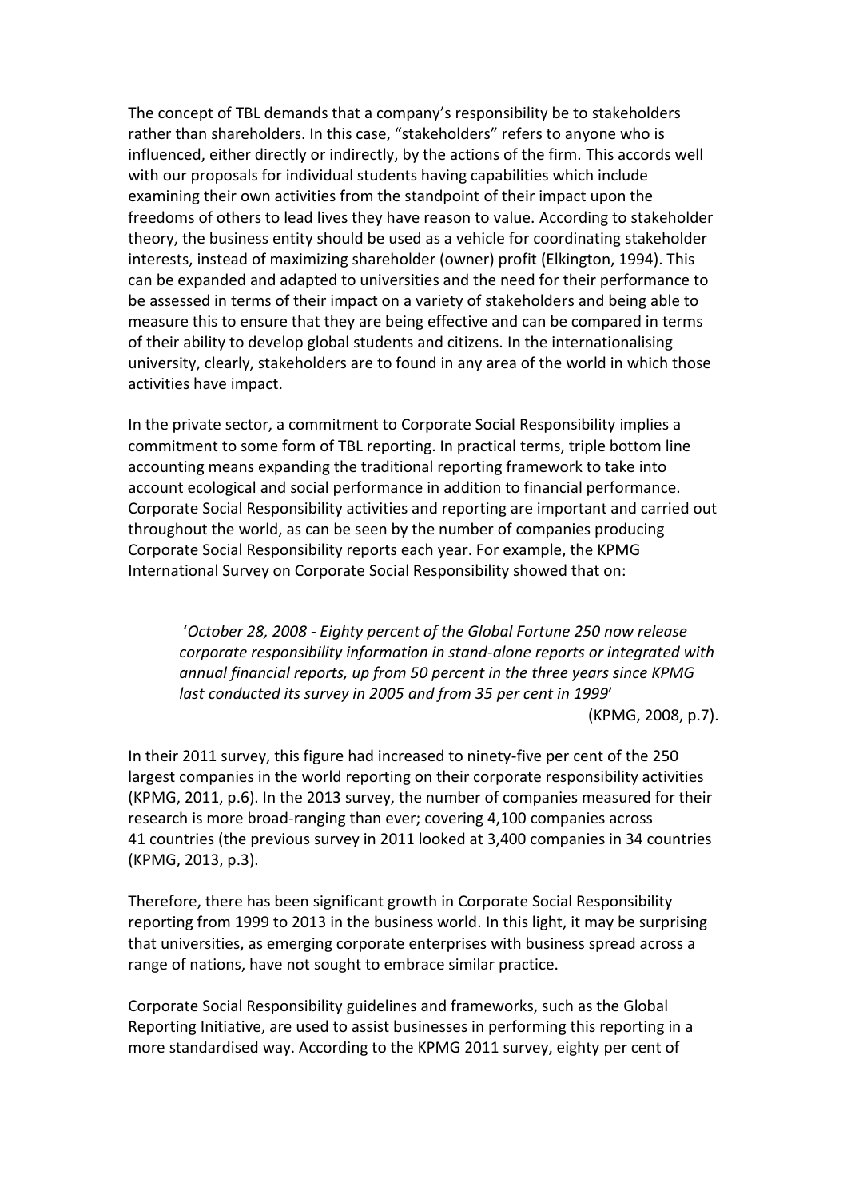The concept of TBL demands that a company's responsibility be to stakeholders rather than shareholders. In this case, "stakeholders" refers to anyone who is influenced, either directly or indirectly, by the actions of the firm. This accords well with our proposals for individual students having capabilities which include examining their own activities from the standpoint of their impact upon the freedoms of others to lead lives they have reason to value. According to stakeholder theory, the business entity should be used as a vehicle for coordinating stakeholder interests, instead of maximizing shareholder (owner) profit (Elkington, 1994). This can be expanded and adapted to universities and the need for their performance to be assessed in terms of their impact on a variety of stakeholders and being able to measure this to ensure that they are being effective and can be compared in terms of their ability to develop global students and citizens. In the internationalising university, clearly, stakeholders are to found in any area of the world in which those activities have impact.

In the private sector, a commitment to Corporate Social Responsibility implies a commitment to some form of TBL reporting. In practical terms, triple bottom line accounting means expanding the traditional reporting framework to take into account ecological and social performance in addition to financial performance. Corporate Social Responsibility activities and reporting are important and carried out throughout the world, as can be seen by the number of companies producing Corporate Social Responsibility reports each year. For example, the KPMG International Survey on Corporate Social Responsibility showed that on:

> '*October 28, 2008 - Eighty percent of the Global Fortune 250 now release corporate responsibility information in stand-alone reports or integrated with annual financial reports, up from 50 percent in the three years since KPMG last conducted its survey in 2005 and from 35 per cent in 1999*'
>
> (KPMG, 2008, p.7).

In their 2011 survey, this figure had increased to ninety-five per cent of the 250 largest companies in the world reporting on their corporate responsibility activities (KPMG, 2011, p.6). In the 2013 survey, the number of companies measured for their research is more broad-ranging than ever; covering 4,100 companies across 41 countries (the previous survey in 2011 looked at 3,400 companies in 34 countries (KPMG, 2013, p.3).

Therefore, there has been significant growth in Corporate Social Responsibility reporting from 1999 to 2013 in the business world. In this light, it may be surprising that universities, as emerging corporate enterprises with business spread across a range of nations, have not sought to embrace similar practice.

Corporate Social Responsibility guidelines and frameworks, such as the Global Reporting Initiative, are used to assist businesses in performing this reporting in a more standardised way. According to the KPMG 2011 survey, eighty per cent of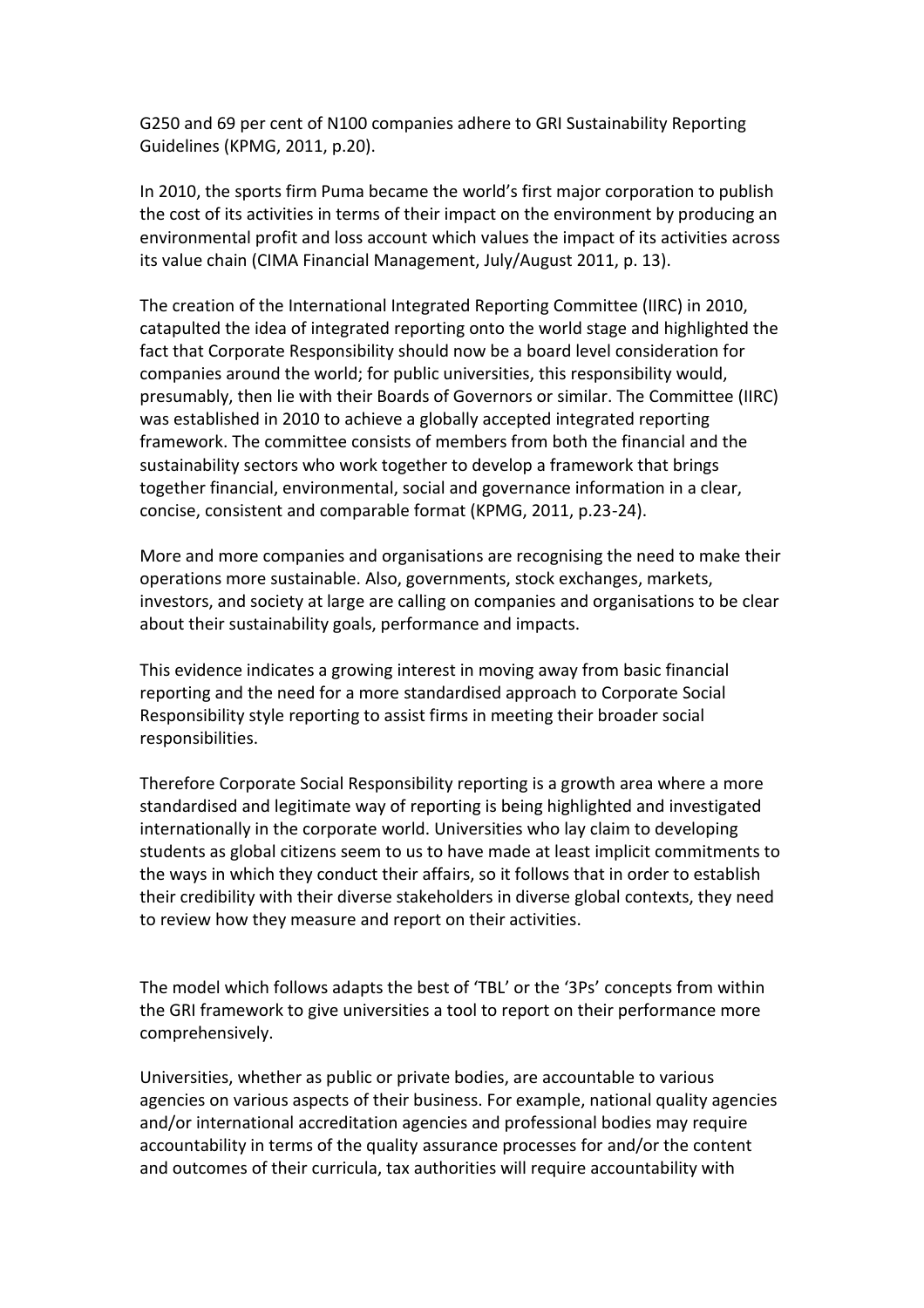G250 and 69 per cent of N100 companies adhere to GRI Sustainability Reporting Guidelines (KPMG, 2011, p.20).

In 2010, the sports firm Puma became the world's first major corporation to publish the cost of its activities in terms of their impact on the environment by producing an environmental profit and loss account which values the impact of its activities across its value chain (CIMA Financial Management, July/August 2011, p. 13).

The creation of the International Integrated Reporting Committee (IIRC) in 2010, catapulted the idea of integrated reporting onto the world stage and highlighted the fact that Corporate Responsibility should now be a board level consideration for companies around the world; for public universities, this responsibility would, presumably, then lie with their Boards of Governors or similar. The Committee (IIRC) was established in 2010 to achieve a globally accepted integrated reporting framework. The committee consists of members from both the financial and the sustainability sectors who work together to develop a framework that brings together financial, environmental, social and governance information in a clear, concise, consistent and comparable format (KPMG, 2011, p.23-24).

More and more companies and organisations are recognising the need to make their operations more sustainable. Also, governments, stock exchanges, markets, investors, and society at large are calling on companies and organisations to be clear about their sustainability goals, performance and impacts.

This evidence indicates a growing interest in moving away from basic financial reporting and the need for a more standardised approach to Corporate Social Responsibility style reporting to assist firms in meeting their broader social responsibilities.

Therefore Corporate Social Responsibility reporting is a growth area where a more standardised and legitimate way of reporting is being highlighted and investigated internationally in the corporate world. Universities who lay claim to developing students as global citizens seem to us to have made at least implicit commitments to the ways in which they conduct their affairs, so it follows that in order to establish their credibility with their diverse stakeholders in diverse global contexts, they need to review how they measure and report on their activities.

The model which follows adapts the best of 'TBL' or the '3Ps' concepts from within the GRI framework to give universities a tool to report on their performance more comprehensively.

Universities, whether as public or private bodies, are accountable to various agencies on various aspects of their business. For example, national quality agencies and/or international accreditation agencies and professional bodies may require accountability in terms of the quality assurance processes for and/or the content and outcomes of their curricula, tax authorities will require accountability with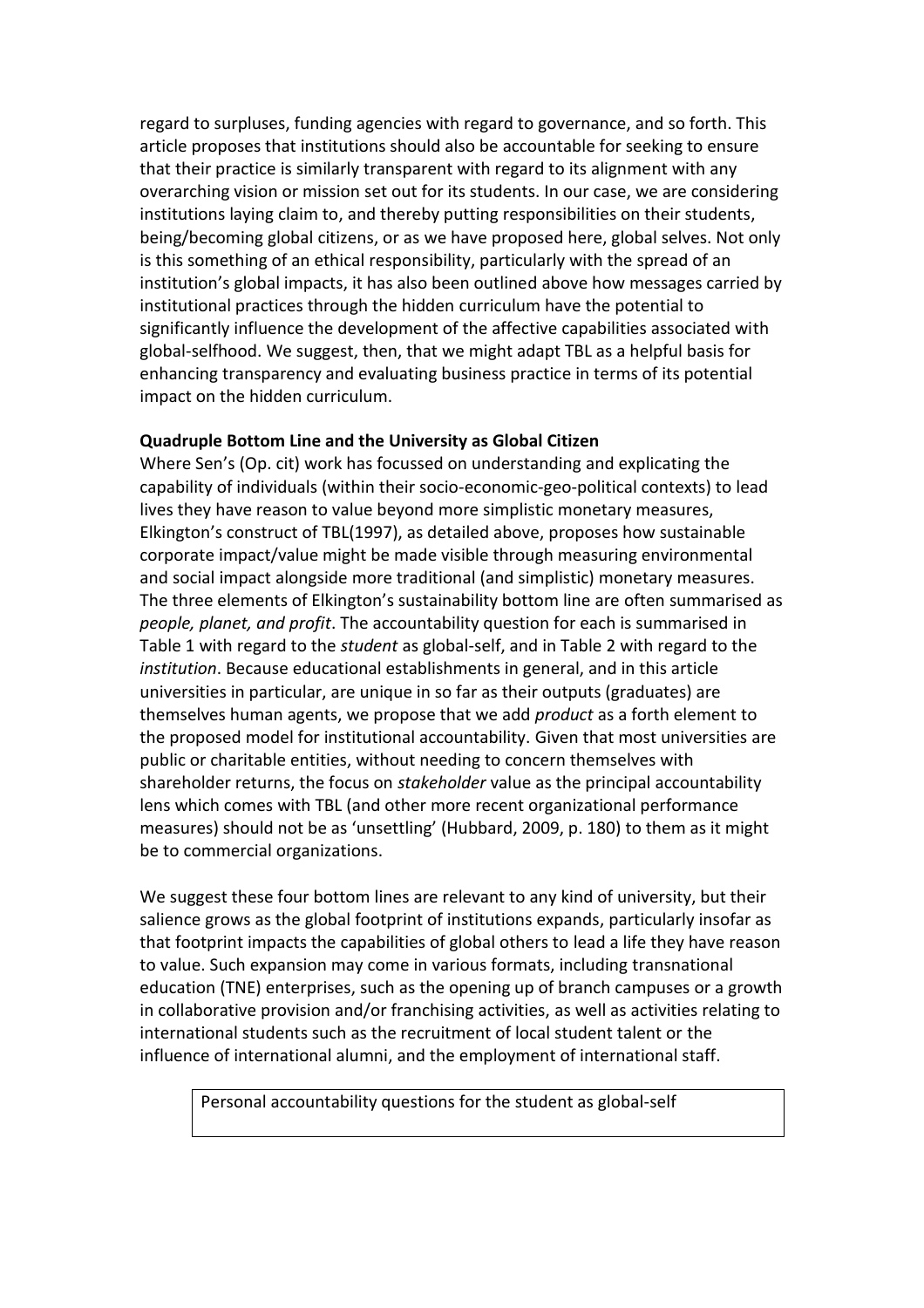regard to surpluses, funding agencies with regard to governance, and so forth. This article proposes that institutions should also be accountable for seeking to ensure that their practice is similarly transparent with regard to its alignment with any overarching vision or mission set out for its students. In our case, we are considering institutions laying claim to, and thereby putting responsibilities on their students, being/becoming global citizens, or as we have proposed here, global selves. Not only is this something of an ethical responsibility, particularly with the spread of an institution's global impacts, it has also been outlined above how messages carried by institutional practices through the hidden curriculum have the potential to significantly influence the development of the affective capabilities associated with global-selfhood. We suggest, then, that we might adapt TBL as a helpful basis for enhancing transparency and evaluating business practice in terms of its potential impact on the hidden curriculum.

**Quadruple Bottom Line and the University as Global Citizen**

Where Sen's (Op. cit) work has focussed on understanding and explicating the capability of individuals (within their socio-economic-geo-political contexts) to lead lives they have reason to value beyond more simplistic monetary measures, Elkington's construct of TBL(1997), as detailed above, proposes how sustainable corporate impact/value might be made visible through measuring environmental and social impact alongside more traditional (and simplistic) monetary measures. The three elements of Elkington's sustainability bottom line are often summarised as *people, planet, and profit*. The accountability question for each is summarised in Table 1 with regard to the *student* as global-self, and in Table 2 with regard to the *institution*. Because educational establishments in general, and in this article universities in particular, are unique in so far as their outputs (graduates) are themselves human agents, we propose that we add *product* as a forth element to the proposed model for institutional accountability. Given that most universities are public or charitable entities, without needing to concern themselves with shareholder returns, the focus on *stakeholder* value as the principal accountability lens which comes with TBL (and other more recent organizational performance measures) should not be as 'unsettling' (Hubbard, 2009, p. 180) to them as it might be to commercial organizations.

We suggest these four bottom lines are relevant to any kind of university, but their salience grows as the global footprint of institutions expands, particularly insofar as that footprint impacts the capabilities of global others to lead a life they have reason to value. Such expansion may come in various formats, including transnational education (TNE) enterprises, such as the opening up of branch campuses or a growth in collaborative provision and/or franchising activities, as well as activities relating to international students such as the recruitment of local student talent or the influence of international alumni, and the employment of international staff.

| Personal accountability questions for the student as global-self |
| --- |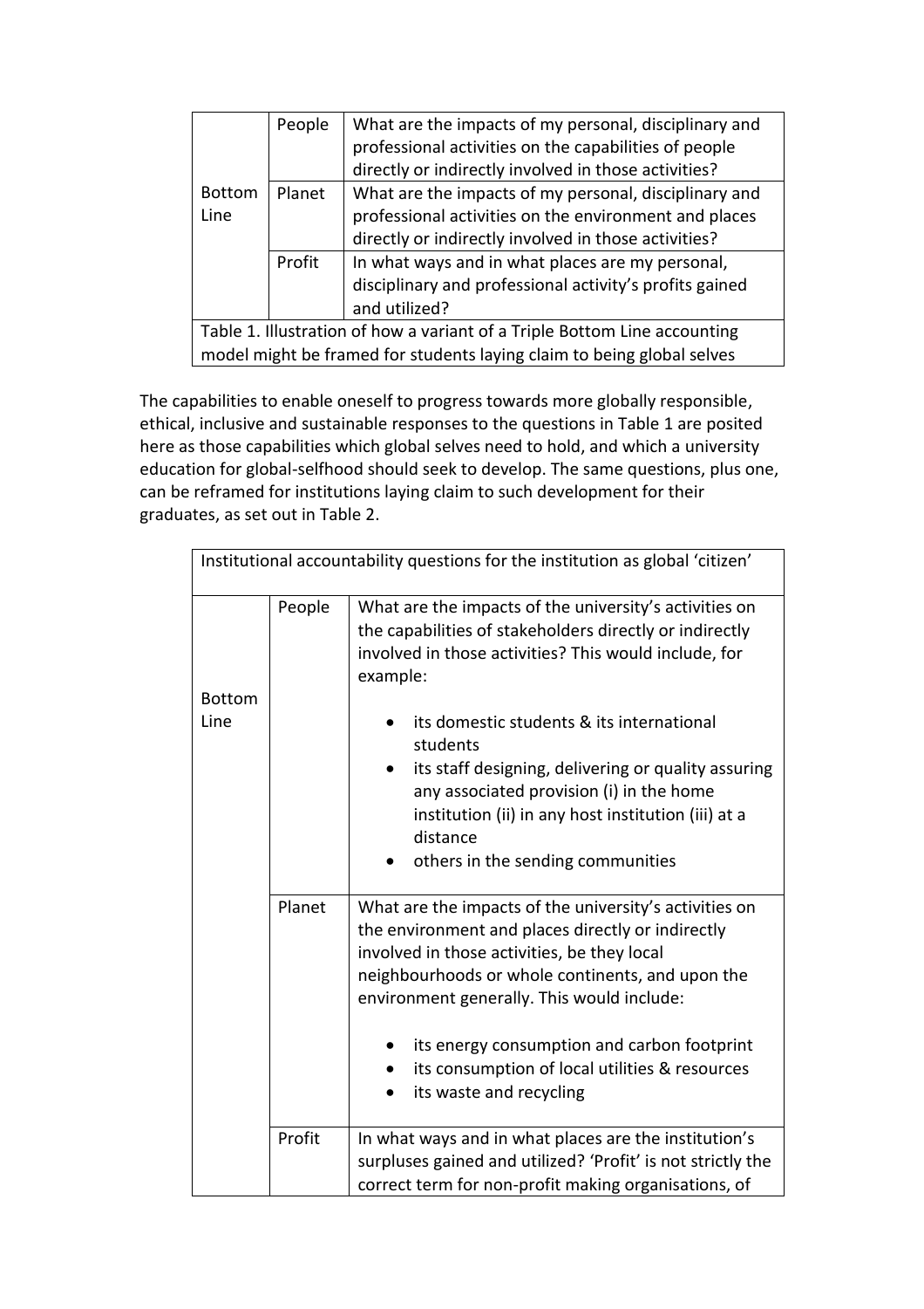| Bottom Line | People | What are the impacts of my personal, disciplinary and professional activities on the capabilities of people directly or indirectly involved in those activities? |
|---|---|---|
| | Planet | What are the impacts of my personal, disciplinary and professional activities on the environment and places directly or indirectly involved in those activities? |
| | Profit | In what ways and in what places are my personal, disciplinary and professional activity's profits gained and utilized? |

Table 1. Illustration of how a variant of a Triple Bottom Line accounting model might be framed for students laying claim to being global selves

The capabilities to enable oneself to progress towards more globally responsible, ethical, inclusive and sustainable responses to the questions in Table 1 are posited here as those capabilities which global selves need to hold, and which a university education for global-selfhood should seek to develop. The same questions, plus one, can be reframed for institutions laying claim to such development for their graduates, as set out in Table 2.

| Institutional accountability questions for the institution as global 'citizen' | | |
|---|---|---|
| Bottom Line | People | What are the impacts of the university's activities on the capabilities of stakeholders directly or indirectly involved in those activities? This would include, for example:<br>• its domestic students & its international students<br>• its staff designing, delivering or quality assuring any associated provision (i) in the home institution (ii) in any host institution (iii) at a distance<br>• others in the sending communities |
| | Planet | What are the impacts of the university's activities on the environment and places directly or indirectly involved in those activities, be they local neighbourhoods or whole continents, and upon the environment generally. This would include:<br>• its energy consumption and carbon footprint<br>• its consumption of local utilities & resources<br>• its waste and recycling |
| | Profit | In what ways and in what places are the institution's surpluses gained and utilized? 'Profit' is not strictly the correct term for non-profit making organisations, of |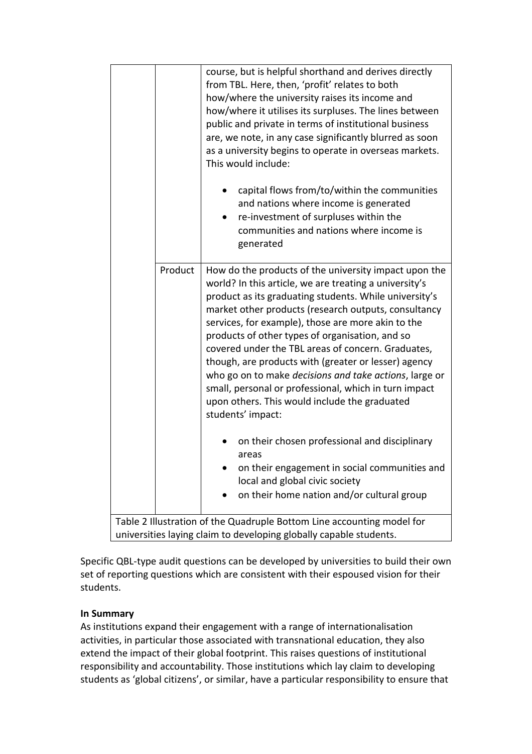| | | |
|---|---|---|
| | | course, but is helpful shorthand and derives directly from TBL. Here, then, 'profit' relates to both how/where the university raises its income and how/where it utilises its surpluses. The lines between public and private in terms of institutional business are, we note, in any case significantly blurred as soon as a university begins to operate in overseas markets. This would include:<br><br>• capital flows from/to/within the communities and nations where income is generated<br>• re-investment of surpluses within the communities and nations where income is generated |
| | Product | How do the products of the university impact upon the world? In this article, we are treating a university's product as its graduating students. While university's market other products (research outputs, consultancy services, for example), those are more akin to the products of other types of organisation, and so covered under the TBL areas of concern. Graduates, though, are products with (greater or lesser) agency who go on to make *decisions and take actions*, large or small, personal or professional, which in turn impact upon others. This would include the graduated students' impact:<br><br>• on their chosen professional and disciplinary areas<br>• on their engagement in social communities and local and global civic society<br>• on their home nation and/or cultural group |

Table 2 Illustration of the Quadruple Bottom Line accounting model for universities laying claim to developing globally capable students.

Specific QBL-type audit questions can be developed by universities to build their own set of reporting questions which are consistent with their espoused vision for their students.

**In Summary**

As institutions expand their engagement with a range of internationalisation activities, in particular those associated with transnational education, they also extend the impact of their global footprint. This raises questions of institutional responsibility and accountability. Those institutions which lay claim to developing students as 'global citizens', or similar, have a particular responsibility to ensure that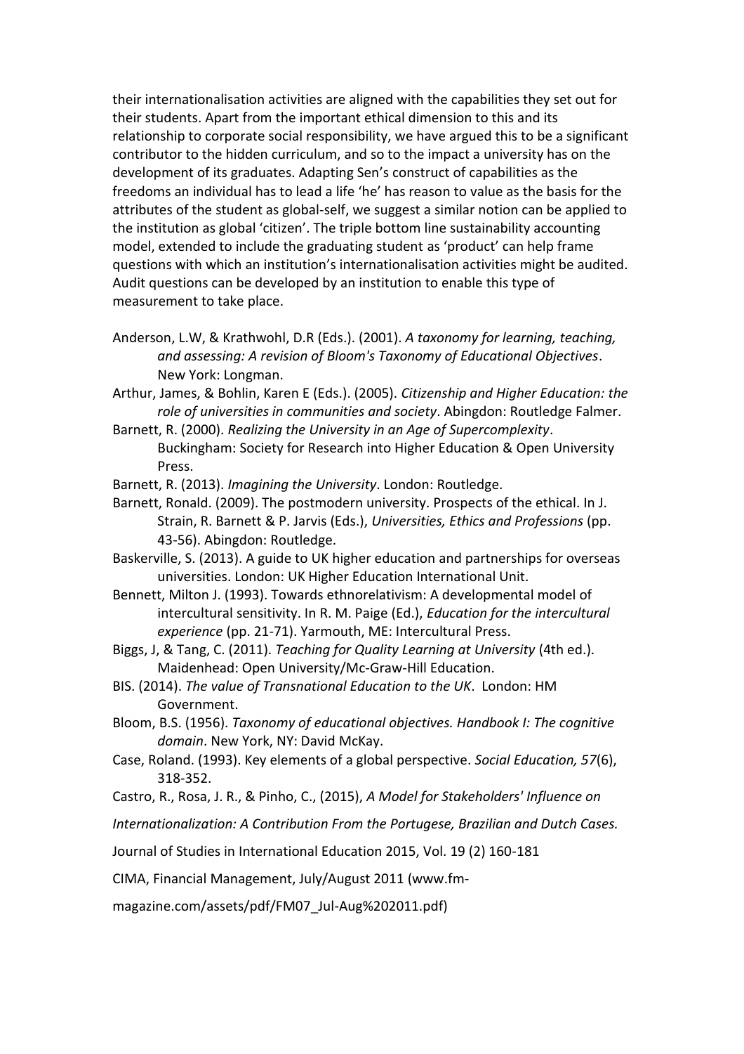their internationalisation activities are aligned with the capabilities they set out for their students. Apart from the important ethical dimension to this and its relationship to corporate social responsibility, we have argued this to be a significant contributor to the hidden curriculum, and so to the impact a university has on the development of its graduates. Adapting Sen's construct of capabilities as the freedoms an individual has to lead a life 'he' has reason to value as the basis for the attributes of the student as global-self, we suggest a similar notion can be applied to the institution as global 'citizen'. The triple bottom line sustainability accounting model, extended to include the graduating student as 'product' can help frame questions with which an institution's internationalisation activities might be audited. Audit questions can be developed by an institution to enable this type of measurement to take place.

Anderson, L.W, & Krathwohl, D.R (Eds.). (2001). *A taxonomy for learning, teaching, and assessing: A revision of Bloom's Taxonomy of Educational Objectives*. New York: Longman.

Arthur, James, & Bohlin, Karen E (Eds.). (2005). *Citizenship and Higher Education: the role of universities in communities and society*. Abingdon: Routledge Falmer.

Barnett, R. (2000). *Realizing the University in an Age of Supercomplexity*. Buckingham: Society for Research into Higher Education & Open University Press.

Barnett, R. (2013). *Imagining the University*. London: Routledge.

Barnett, Ronald. (2009). The postmodern university. Prospects of the ethical. In J. Strain, R. Barnett & P. Jarvis (Eds.), *Universities, Ethics and Professions* (pp. 43-56). Abingdon: Routledge.

Baskerville, S. (2013). A guide to UK higher education and partnerships for overseas universities. London: UK Higher Education International Unit.

Bennett, Milton J. (1993). Towards ethnorelativism: A developmental model of intercultural sensitivity. In R. M. Paige (Ed.), *Education for the intercultural experience* (pp. 21-71). Yarmouth, ME: Intercultural Press.

Biggs, J, & Tang, C. (2011). *Teaching for Quality Learning at University* (4th ed.). Maidenhead: Open University/Mc-Graw-Hill Education.

BIS. (2014). *The value of Transnational Education to the UK*. London: HM Government.

Bloom, B.S. (1956). *Taxonomy of educational objectives. Handbook I: The cognitive domain*. New York, NY: David McKay.

Case, Roland. (1993). Key elements of a global perspective. *Social Education, 57*(6), 318-352.

Castro, R., Rosa, J. R., & Pinho, C., (2015), *A Model for Stakeholders' Influence on Internationalization: A Contribution From the Portugese, Brazilian and Dutch Cases.* Journal of Studies in International Education 2015, Vol. 19 (2) 160-181

CIMA, Financial Management, July/August 2011 (www.fm-magazine.com/assets/pdf/FM07_Jul-Aug%202011.pdf)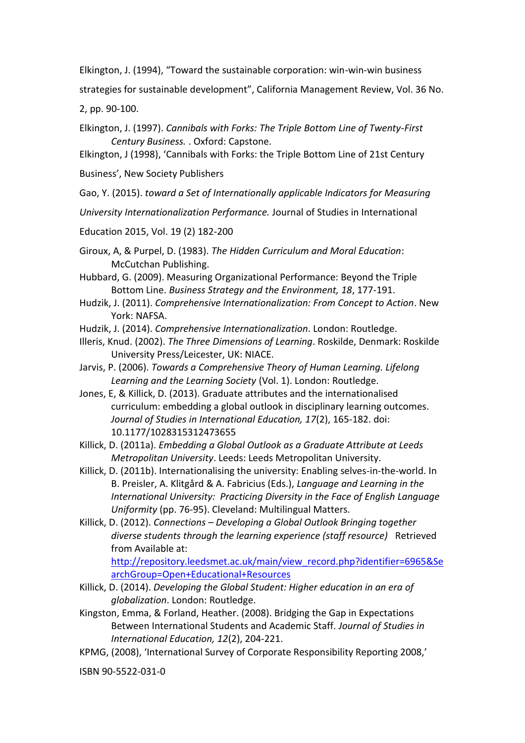Elkington, J. (1994), "Toward the sustainable corporation: win-win-win business strategies for sustainable development", California Management Review, Vol. 36 No. 2, pp. 90-100.

Elkington, J. (1997). *Cannibals with Forks: The Triple Bottom Line of Twenty-First Century Business.* . Oxford: Capstone.

Elkington, J (1998), 'Cannibals with Forks: the Triple Bottom Line of 21st Century Business', New Society Publishers

Gao, Y. (2015). *toward a Set of Internationally applicable Indicators for Measuring University Internationalization Performance.* Journal of Studies in International Education 2015, Vol. 19 (2) 182-200

Giroux, A, & Purpel, D. (1983). *The Hidden Curriculum and Moral Education*: McCutchan Publishing.

Hubbard, G. (2009). Measuring Organizational Performance: Beyond the Triple Bottom Line. *Business Strategy and the Environment, 18*, 177-191.

Hudzik, J. (2011). *Comprehensive Internationalization: From Concept to Action*. New York: NAFSA.

Hudzik, J. (2014). *Comprehensive Internationalization*. London: Routledge.

Illeris, Knud. (2002). *The Three Dimensions of Learning*. Roskilde, Denmark: Roskilde University Press/Leicester, UK: NIACE.

Jarvis, P. (2006). *Towards a Comprehensive Theory of Human Learning. Lifelong Learning and the Learning Society* (Vol. 1). London: Routledge.

Jones, E, & Killick, D. (2013). Graduate attributes and the internationalised curriculum: embedding a global outlook in disciplinary learning outcomes. *Journal of Studies in International Education, 17*(2), 165-182. doi: 10.1177/1028315312473655

Killick, D. (2011a). *Embedding a Global Outlook as a Graduate Attribute at Leeds Metropolitan University*. Leeds: Leeds Metropolitan University.

Killick, D. (2011b). Internationalising the university: Enabling selves-in-the-world. In B. Preisler, A. Klitgård & A. Fabricius (Eds.), *Language and Learning in the International University: Practicing Diversity in the Face of English Language Uniformity* (pp. 76-95). Cleveland: Multilingual Matters.

Killick, D. (2012). *Connections – Developing a Global Outlook Bringing together diverse students through the learning experience (staff resource)* Retrieved from Available at: http://repository.leedsmet.ac.uk/main/view_record.php?identifier=6965&SearchGroup=Open+Educational+Resources

Killick, D. (2014). *Developing the Global Student: Higher education in an era of globalization*. London: Routledge.

Kingston, Emma, & Forland, Heather. (2008). Bridging the Gap in Expectations Between International Students and Academic Staff. *Journal of Studies in International Education, 12*(2), 204-221.

KPMG, (2008), 'International Survey of Corporate Responsibility Reporting 2008,' ISBN 90-5522-031-0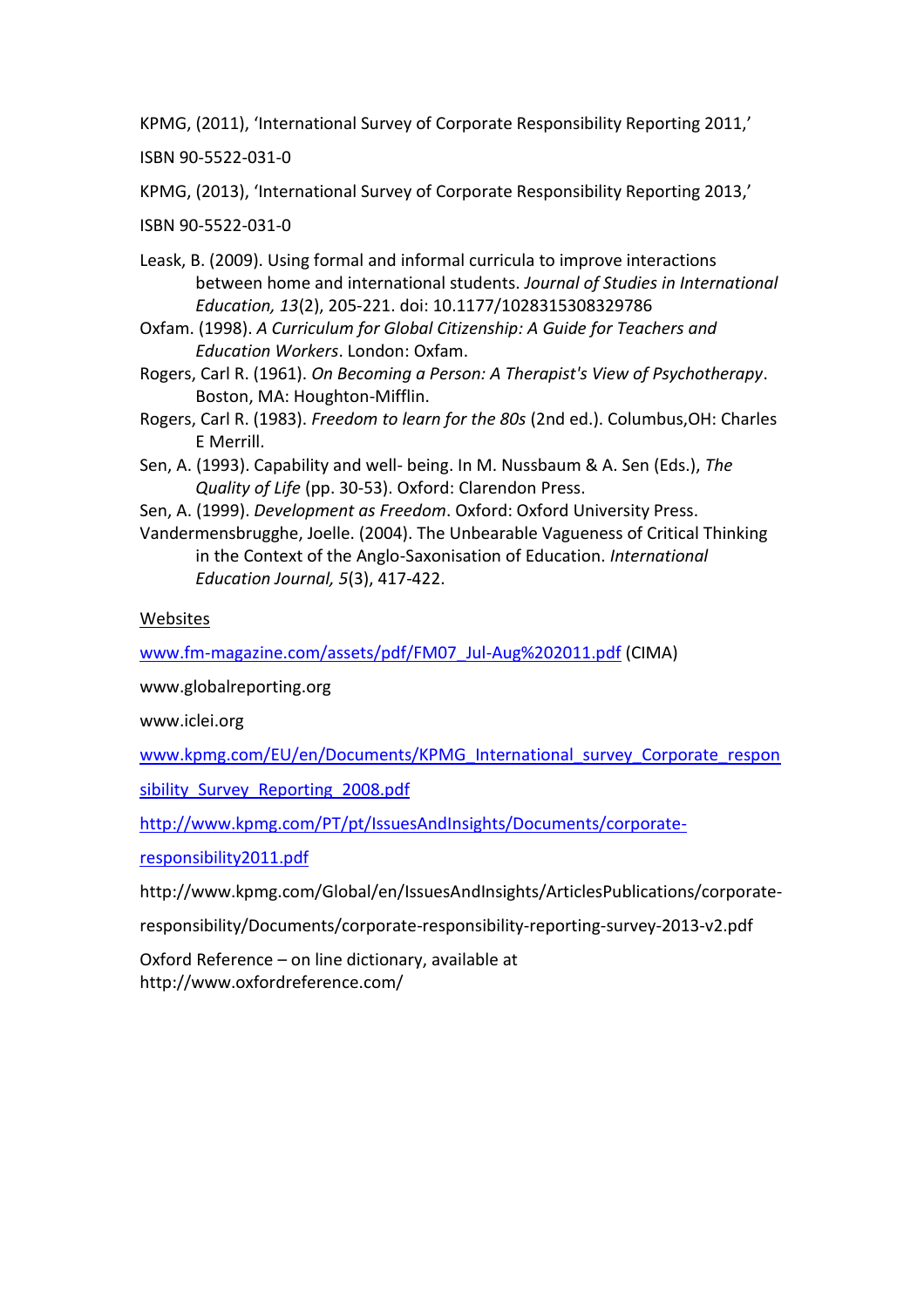KPMG, (2011), 'International Survey of Corporate Responsibility Reporting 2011,'

ISBN 90-5522-031-0

KPMG, (2013), 'International Survey of Corporate Responsibility Reporting 2013,'

ISBN 90-5522-031-0

Leask, B. (2009). Using formal and informal curricula to improve interactions between home and international students. *Journal of Studies in International Education, 13*(2), 205-221. doi: 10.1177/1028315308329786

Oxfam. (1998). *A Curriculum for Global Citizenship: A Guide for Teachers and Education Workers*. London: Oxfam.

Rogers, Carl R. (1961). *On Becoming a Person: A Therapist's View of Psychotherapy*. Boston, MA: Houghton-Mifflin.

Rogers, Carl R. (1983). *Freedom to learn for the 80s* (2nd ed.). Columbus,OH: Charles E Merrill.

Sen, A. (1993). Capability and well- being. In M. Nussbaum & A. Sen (Eds.), *The Quality of Life* (pp. 30-53). Oxford: Clarendon Press.

Sen, A. (1999). *Development as Freedom*. Oxford: Oxford University Press.

Vandermensbrugghe, Joelle. (2004). The Unbearable Vagueness of Critical Thinking in the Context of the Anglo-Saxonisation of Education. *International Education Journal, 5*(3), 417-422.

Websites

www.fm-magazine.com/assets/pdf/FM07_Jul-Aug%202011.pdf (CIMA)

www.globalreporting.org

www.iclei.org

www.kpmg.com/EU/en/Documents/KPMG_International_survey_Corporate_responsibility_Survey_Reporting_2008.pdf

http://www.kpmg.com/PT/pt/IssuesAndInsights/Documents/corporate-responsibility2011.pdf

http://www.kpmg.com/Global/en/IssuesAndInsights/ArticlesPublications/corporate-responsibility/Documents/corporate-responsibility-reporting-survey-2013-v2.pdf

Oxford Reference – on line dictionary, available at http://www.oxfordreference.com/